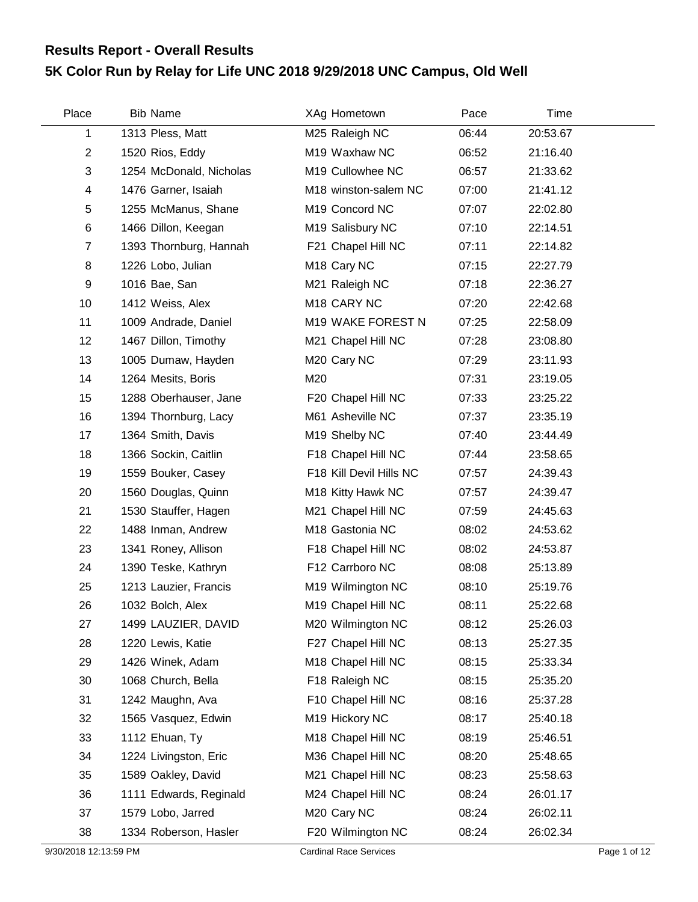# Results Report - Overall Results

## 5K Color Run by Relay for Life UNC 2018 9/29/2018 UNC Campus, Old Well

| Place | Bib | Name | XAg | Hometown | Pace | Time |
|---|---|---|---|---|---|---|
| 1 | 1313 | Pless, Matt | M25 | Raleigh NC | 06:44 | 20:53.67 |
| 2 | 1520 | Rios, Eddy | M19 | Waxhaw NC | 06:52 | 21:16.40 |
| 3 | 1254 | McDonald, Nicholas | M19 | Cullowhee NC | 06:57 | 21:33.62 |
| 4 | 1476 | Garner, Isaiah | M18 | winston-salem NC | 07:00 | 21:41.12 |
| 5 | 1255 | McManus, Shane | M19 | Concord NC | 07:07 | 22:02.80 |
| 6 | 1466 | Dillon, Keegan | M19 | Salisbury NC | 07:10 | 22:14.51 |
| 7 | 1393 | Thornburg, Hannah | F21 | Chapel Hill NC | 07:11 | 22:14.82 |
| 8 | 1226 | Lobo, Julian | M18 | Cary NC | 07:15 | 22:27.79 |
| 9 | 1016 | Bae, San | M21 | Raleigh NC | 07:18 | 22:36.27 |
| 10 | 1412 | Weiss, Alex | M18 | CARY NC | 07:20 | 22:42.68 |
| 11 | 1009 | Andrade, Daniel | M19 | WAKE FOREST N | 07:25 | 22:58.09 |
| 12 | 1467 | Dillon, Timothy | M21 | Chapel Hill NC | 07:28 | 23:08.80 |
| 13 | 1005 | Dumaw, Hayden | M20 | Cary NC | 07:29 | 23:11.93 |
| 14 | 1264 | Mesits, Boris | M20 | | 07:31 | 23:19.05 |
| 15 | 1288 | Oberhauser, Jane | F20 | Chapel Hill NC | 07:33 | 23:25.22 |
| 16 | 1394 | Thornburg, Lacy | M61 | Asheville NC | 07:37 | 23:35.19 |
| 17 | 1364 | Smith, Davis | M19 | Shelby NC | 07:40 | 23:44.49 |
| 18 | 1366 | Sockin, Caitlin | F18 | Chapel Hill NC | 07:44 | 23:58.65 |
| 19 | 1559 | Bouker, Casey | F18 | Kill Devil Hills NC | 07:57 | 24:39.43 |
| 20 | 1560 | Douglas, Quinn | M18 | Kitty Hawk NC | 07:57 | 24:39.47 |
| 21 | 1530 | Stauffer, Hagen | M21 | Chapel Hill NC | 07:59 | 24:45.63 |
| 22 | 1488 | Inman, Andrew | M18 | Gastonia NC | 08:02 | 24:53.62 |
| 23 | 1341 | Roney, Allison | F18 | Chapel Hill NC | 08:02 | 24:53.87 |
| 24 | 1390 | Teske, Kathryn | F12 | Carrboro NC | 08:08 | 25:13.89 |
| 25 | 1213 | Lauzier, Francis | M19 | Wilmington NC | 08:10 | 25:19.76 |
| 26 | 1032 | Bolch, Alex | M19 | Chapel Hill NC | 08:11 | 25:22.68 |
| 27 | 1499 | LAUZIER, DAVID | M20 | Wilmington NC | 08:12 | 25:26.03 |
| 28 | 1220 | Lewis, Katie | F27 | Chapel Hill NC | 08:13 | 25:27.35 |
| 29 | 1426 | Winek, Adam | M18 | Chapel Hill NC | 08:15 | 25:33.34 |
| 30 | 1068 | Church, Bella | F18 | Raleigh NC | 08:15 | 25:35.20 |
| 31 | 1242 | Maughn, Ava | F10 | Chapel Hill NC | 08:16 | 25:37.28 |
| 32 | 1565 | Vasquez, Edwin | M19 | Hickory NC | 08:17 | 25:40.18 |
| 33 | 1112 | Ehuan, Ty | M18 | Chapel Hill NC | 08:19 | 25:46.51 |
| 34 | 1224 | Livingston, Eric | M36 | Chapel Hill NC | 08:20 | 25:48.65 |
| 35 | 1589 | Oakley, David | M21 | Chapel Hill NC | 08:23 | 25:58.63 |
| 36 | 1111 | Edwards, Reginald | M24 | Chapel Hill NC | 08:24 | 26:01.17 |
| 37 | 1579 | Lobo, Jarred | M20 | Cary NC | 08:24 | 26:02.11 |
| 38 | 1334 | Roberson, Hasler | F20 | Wilmington NC | 08:24 | 26:02.34 |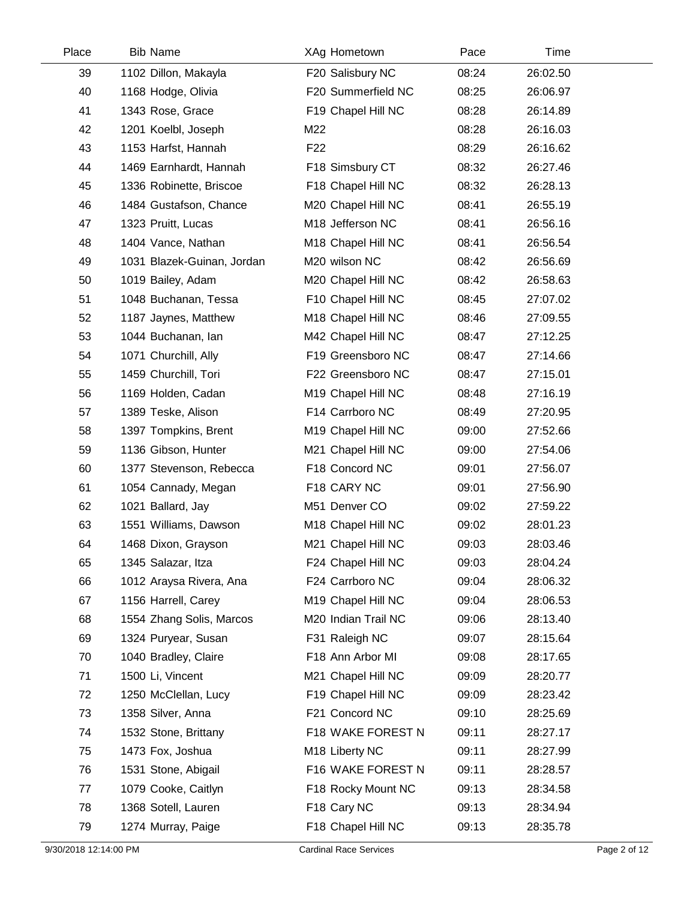| Place | Bib | Name | XAg | Hometown | Pace | Time |
|---|---|---|---|---|---|---|
| 39 | 1102 | Dillon, Makayla | F20 | Salisbury NC | 08:24 | 26:02.50 |
| 40 | 1168 | Hodge, Olivia | F20 | Summerfield NC | 08:25 | 26:06.97 |
| 41 | 1343 | Rose, Grace | F19 | Chapel Hill NC | 08:28 | 26:14.89 |
| 42 | 1201 | Koelbl, Joseph | M22 | | 08:28 | 26:16.03 |
| 43 | 1153 | Harfst, Hannah | F22 | | 08:29 | 26:16.62 |
| 44 | 1469 | Earnhardt, Hannah | F18 | Simsbury CT | 08:32 | 26:27.46 |
| 45 | 1336 | Robinette, Briscoe | F18 | Chapel Hill NC | 08:32 | 26:28.13 |
| 46 | 1484 | Gustafson, Chance | M20 | Chapel Hill NC | 08:41 | 26:55.19 |
| 47 | 1323 | Pruitt, Lucas | M18 | Jefferson NC | 08:41 | 26:56.16 |
| 48 | 1404 | Vance, Nathan | M18 | Chapel Hill NC | 08:41 | 26:56.54 |
| 49 | 1031 | Blazek-Guinan, Jordan | M20 | wilson NC | 08:42 | 26:56.69 |
| 50 | 1019 | Bailey, Adam | M20 | Chapel Hill NC | 08:42 | 26:58.63 |
| 51 | 1048 | Buchanan, Tessa | F10 | Chapel Hill NC | 08:45 | 27:07.02 |
| 52 | 1187 | Jaynes, Matthew | M18 | Chapel Hill NC | 08:46 | 27:09.55 |
| 53 | 1044 | Buchanan, Ian | M42 | Chapel Hill NC | 08:47 | 27:12.25 |
| 54 | 1071 | Churchill, Ally | F19 | Greensboro NC | 08:47 | 27:14.66 |
| 55 | 1459 | Churchill, Tori | F22 | Greensboro NC | 08:47 | 27:15.01 |
| 56 | 1169 | Holden, Cadan | M19 | Chapel Hill NC | 08:48 | 27:16.19 |
| 57 | 1389 | Teske, Alison | F14 | Carrboro NC | 08:49 | 27:20.95 |
| 58 | 1397 | Tompkins, Brent | M19 | Chapel Hill NC | 09:00 | 27:52.66 |
| 59 | 1136 | Gibson, Hunter | M21 | Chapel Hill NC | 09:00 | 27:54.06 |
| 60 | 1377 | Stevenson, Rebecca | F18 | Concord NC | 09:01 | 27:56.07 |
| 61 | 1054 | Cannady, Megan | F18 | CARY NC | 09:01 | 27:56.90 |
| 62 | 1021 | Ballard, Jay | M51 | Denver CO | 09:02 | 27:59.22 |
| 63 | 1551 | Williams, Dawson | M18 | Chapel Hill NC | 09:02 | 28:01.23 |
| 64 | 1468 | Dixon, Grayson | M21 | Chapel Hill NC | 09:03 | 28:03.46 |
| 65 | 1345 | Salazar, Itza | F24 | Chapel Hill NC | 09:03 | 28:04.24 |
| 66 | 1012 | Araysa Rivera, Ana | F24 | Carrboro NC | 09:04 | 28:06.32 |
| 67 | 1156 | Harrell, Carey | M19 | Chapel Hill NC | 09:04 | 28:06.53 |
| 68 | 1554 | Zhang Solis, Marcos | M20 | Indian Trail NC | 09:06 | 28:13.40 |
| 69 | 1324 | Puryear, Susan | F31 | Raleigh NC | 09:07 | 28:15.64 |
| 70 | 1040 | Bradley, Claire | F18 | Ann Arbor MI | 09:08 | 28:17.65 |
| 71 | 1500 | Li, Vincent | M21 | Chapel Hill NC | 09:09 | 28:20.77 |
| 72 | 1250 | McClellan, Lucy | F19 | Chapel Hill NC | 09:09 | 28:23.42 |
| 73 | 1358 | Silver, Anna | F21 | Concord NC | 09:10 | 28:25.69 |
| 74 | 1532 | Stone, Brittany | F18 | WAKE FOREST N | 09:11 | 28:27.17 |
| 75 | 1473 | Fox, Joshua | M18 | Liberty NC | 09:11 | 28:27.99 |
| 76 | 1531 | Stone, Abigail | F16 | WAKE FOREST N | 09:11 | 28:28.57 |
| 77 | 1079 | Cooke, Caitlyn | F18 | Rocky Mount NC | 09:13 | 28:34.58 |
| 78 | 1368 | Sotell, Lauren | F18 | Cary NC | 09:13 | 28:34.94 |
| 79 | 1274 | Murray, Paige | F18 | Chapel Hill NC | 09:13 | 28:35.78 |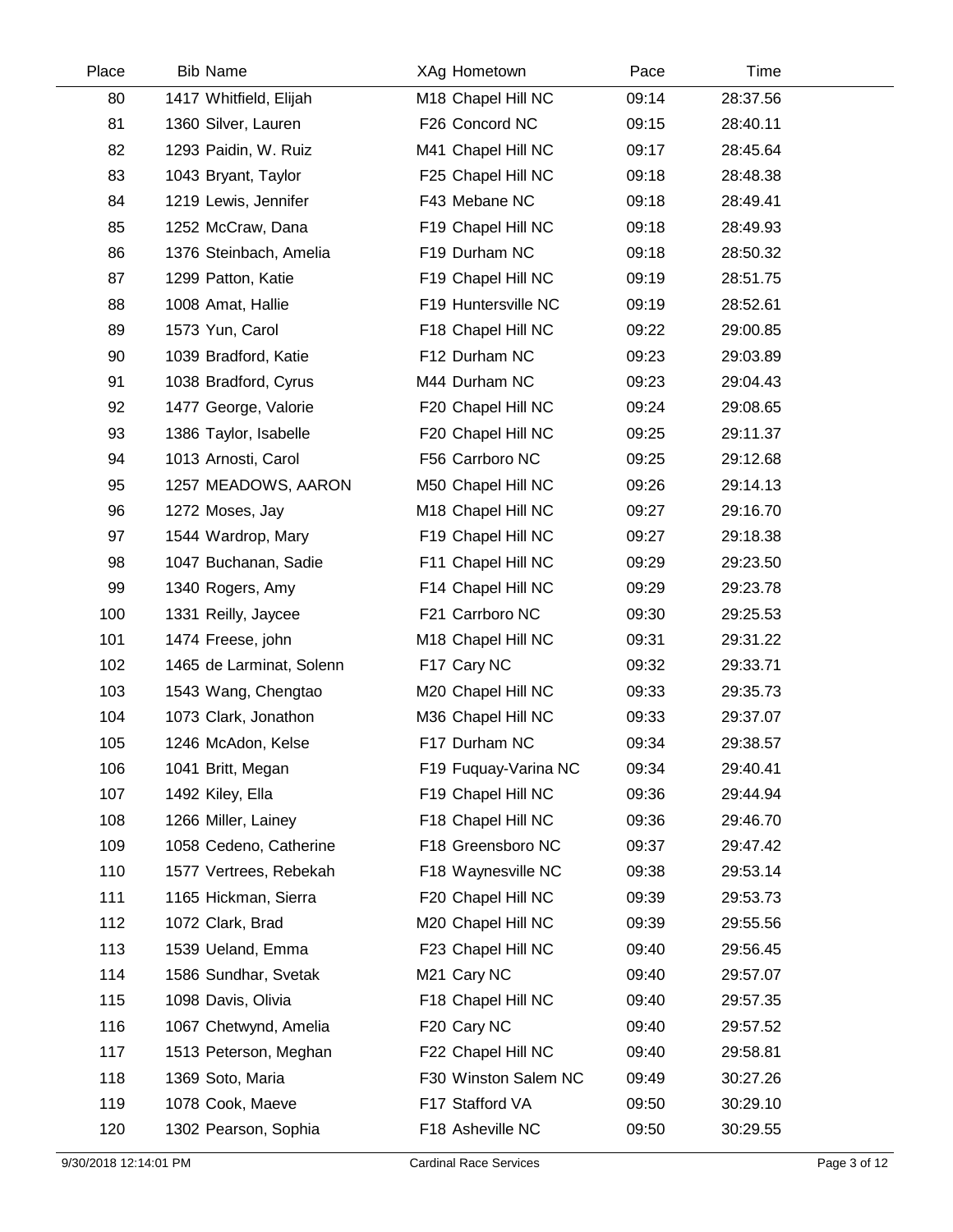| Place | Bib | Name | XAg | Hometown | Pace | Time |
|---|---|---|---|---|---|---|
| 80 | 1417 | Whitfield, Elijah | M18 | Chapel Hill NC | 09:14 | 28:37.56 |
| 81 | 1360 | Silver, Lauren | F26 | Concord NC | 09:15 | 28:40.11 |
| 82 | 1293 | Paidin, W. Ruiz | M41 | Chapel Hill NC | 09:17 | 28:45.64 |
| 83 | 1043 | Bryant, Taylor | F25 | Chapel Hill NC | 09:18 | 28:48.38 |
| 84 | 1219 | Lewis, Jennifer | F43 | Mebane NC | 09:18 | 28:49.41 |
| 85 | 1252 | McCraw, Dana | F19 | Chapel Hill NC | 09:18 | 28:49.93 |
| 86 | 1376 | Steinbach, Amelia | F19 | Durham NC | 09:18 | 28:50.32 |
| 87 | 1299 | Patton, Katie | F19 | Chapel Hill NC | 09:19 | 28:51.75 |
| 88 | 1008 | Amat, Hallie | F19 | Huntersville NC | 09:19 | 28:52.61 |
| 89 | 1573 | Yun, Carol | F18 | Chapel Hill NC | 09:22 | 29:00.85 |
| 90 | 1039 | Bradford, Katie | F12 | Durham NC | 09:23 | 29:03.89 |
| 91 | 1038 | Bradford, Cyrus | M44 | Durham NC | 09:23 | 29:04.43 |
| 92 | 1477 | George, Valorie | F20 | Chapel Hill NC | 09:24 | 29:08.65 |
| 93 | 1386 | Taylor, Isabelle | F20 | Chapel Hill NC | 09:25 | 29:11.37 |
| 94 | 1013 | Arnosti, Carol | F56 | Carrboro NC | 09:25 | 29:12.68 |
| 95 | 1257 | MEADOWS, AARON | M50 | Chapel Hill NC | 09:26 | 29:14.13 |
| 96 | 1272 | Moses, Jay | M18 | Chapel Hill NC | 09:27 | 29:16.70 |
| 97 | 1544 | Wardrop, Mary | F19 | Chapel Hill NC | 09:27 | 29:18.38 |
| 98 | 1047 | Buchanan, Sadie | F11 | Chapel Hill NC | 09:29 | 29:23.50 |
| 99 | 1340 | Rogers, Amy | F14 | Chapel Hill NC | 09:29 | 29:23.78 |
| 100 | 1331 | Reilly, Jaycee | F21 | Carrboro NC | 09:30 | 29:25.53 |
| 101 | 1474 | Freese, john | M18 | Chapel Hill NC | 09:31 | 29:31.22 |
| 102 | 1465 | de Larminat, Solenn | F17 | Cary NC | 09:32 | 29:33.71 |
| 103 | 1543 | Wang, Chengtao | M20 | Chapel Hill NC | 09:33 | 29:35.73 |
| 104 | 1073 | Clark, Jonathon | M36 | Chapel Hill NC | 09:33 | 29:37.07 |
| 105 | 1246 | McAdon, Kelse | F17 | Durham NC | 09:34 | 29:38.57 |
| 106 | 1041 | Britt, Megan | F19 | Fuquay-Varina NC | 09:34 | 29:40.41 |
| 107 | 1492 | Kiley, Ella | F19 | Chapel Hill NC | 09:36 | 29:44.94 |
| 108 | 1266 | Miller, Lainey | F18 | Chapel Hill NC | 09:36 | 29:46.70 |
| 109 | 1058 | Cedeno, Catherine | F18 | Greensboro NC | 09:37 | 29:47.42 |
| 110 | 1577 | Vertrees, Rebekah | F18 | Waynesville NC | 09:38 | 29:53.14 |
| 111 | 1165 | Hickman, Sierra | F20 | Chapel Hill NC | 09:39 | 29:53.73 |
| 112 | 1072 | Clark, Brad | M20 | Chapel Hill NC | 09:39 | 29:55.56 |
| 113 | 1539 | Ueland, Emma | F23 | Chapel Hill NC | 09:40 | 29:56.45 |
| 114 | 1586 | Sundhar, Svetak | M21 | Cary NC | 09:40 | 29:57.07 |
| 115 | 1098 | Davis, Olivia | F18 | Chapel Hill NC | 09:40 | 29:57.35 |
| 116 | 1067 | Chetwynd, Amelia | F20 | Cary NC | 09:40 | 29:57.52 |
| 117 | 1513 | Peterson, Meghan | F22 | Chapel Hill NC | 09:40 | 29:58.81 |
| 118 | 1369 | Soto, Maria | F30 | Winston Salem NC | 09:49 | 30:27.26 |
| 119 | 1078 | Cook, Maeve | F17 | Stafford VA | 09:50 | 30:29.10 |
| 120 | 1302 | Pearson, Sophia | F18 | Asheville NC | 09:50 | 30:29.55 |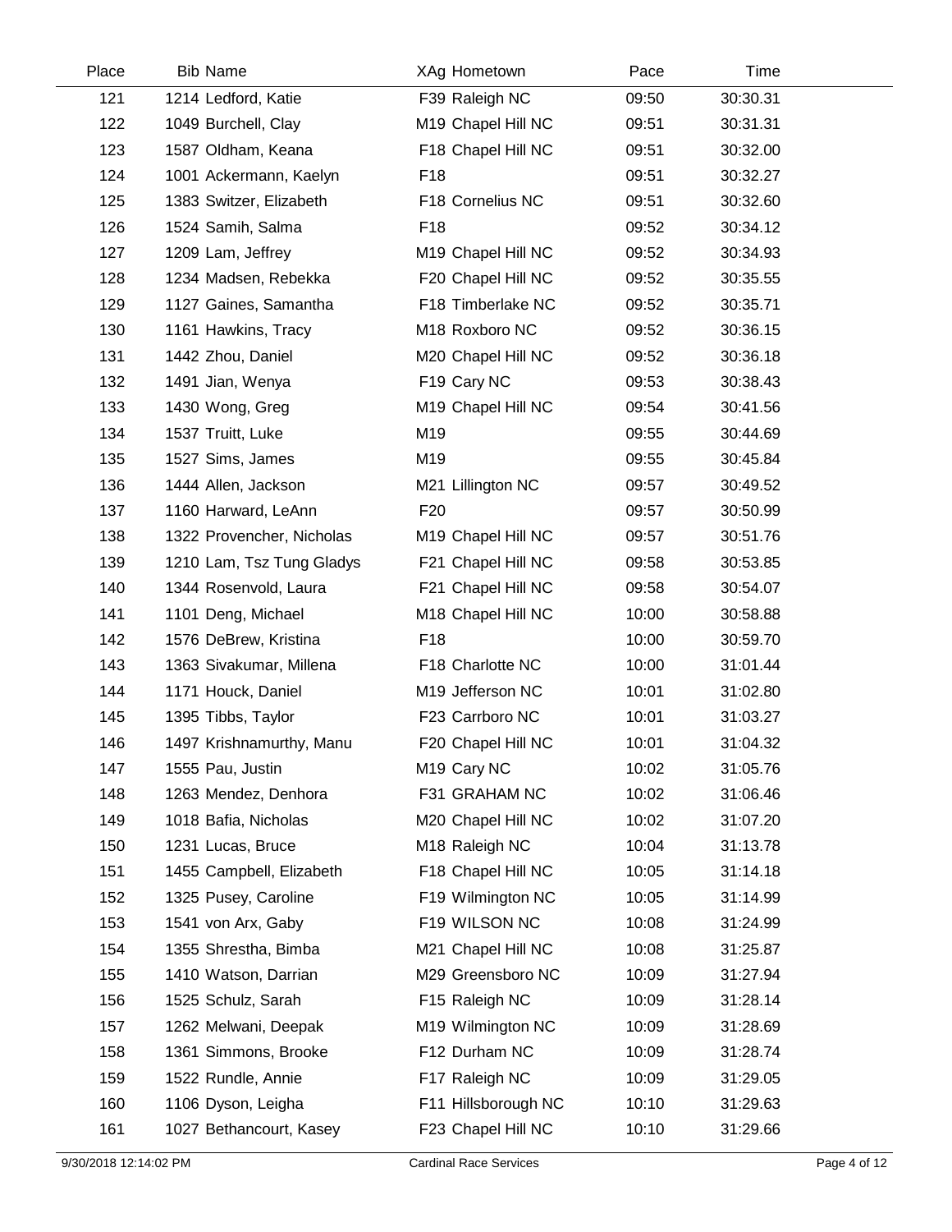| Place | Bib | Name | XAg | Hometown | Pace | Time |
|---|---|---|---|---|---|---|
| 121 | 1214 | Ledford, Katie | F39 | Raleigh NC | 09:50 | 30:30.31 |
| 122 | 1049 | Burchell, Clay | M19 | Chapel Hill NC | 09:51 | 30:31.31 |
| 123 | 1587 | Oldham, Keana | F18 | Chapel Hill NC | 09:51 | 30:32.00 |
| 124 | 1001 | Ackermann, Kaelyn | F18 | | 09:51 | 30:32.27 |
| 125 | 1383 | Switzer, Elizabeth | F18 | Cornelius NC | 09:51 | 30:32.60 |
| 126 | 1524 | Samih, Salma | F18 | | 09:52 | 30:34.12 |
| 127 | 1209 | Lam, Jeffrey | M19 | Chapel Hill NC | 09:52 | 30:34.93 |
| 128 | 1234 | Madsen, Rebekka | F20 | Chapel Hill NC | 09:52 | 30:35.55 |
| 129 | 1127 | Gaines, Samantha | F18 | Timberlake NC | 09:52 | 30:35.71 |
| 130 | 1161 | Hawkins, Tracy | M18 | Roxboro NC | 09:52 | 30:36.15 |
| 131 | 1442 | Zhou, Daniel | M20 | Chapel Hill NC | 09:52 | 30:36.18 |
| 132 | 1491 | Jian, Wenya | F19 | Cary NC | 09:53 | 30:38.43 |
| 133 | 1430 | Wong, Greg | M19 | Chapel Hill NC | 09:54 | 30:41.56 |
| 134 | 1537 | Truitt, Luke | M19 | | 09:55 | 30:44.69 |
| 135 | 1527 | Sims, James | M19 | | 09:55 | 30:45.84 |
| 136 | 1444 | Allen, Jackson | M21 | Lillington NC | 09:57 | 30:49.52 |
| 137 | 1160 | Harward, LeAnn | F20 | | 09:57 | 30:50.99 |
| 138 | 1322 | Provencher, Nicholas | M19 | Chapel Hill NC | 09:57 | 30:51.76 |
| 139 | 1210 | Lam, Tsz Tung Gladys | F21 | Chapel Hill NC | 09:58 | 30:53.85 |
| 140 | 1344 | Rosenvold, Laura | F21 | Chapel Hill NC | 09:58 | 30:54.07 |
| 141 | 1101 | Deng, Michael | M18 | Chapel Hill NC | 10:00 | 30:58.88 |
| 142 | 1576 | DeBrew, Kristina | F18 | | 10:00 | 30:59.70 |
| 143 | 1363 | Sivakumar, Millena | F18 | Charlotte NC | 10:00 | 31:01.44 |
| 144 | 1171 | Houck, Daniel | M19 | Jefferson NC | 10:01 | 31:02.80 |
| 145 | 1395 | Tibbs, Taylor | F23 | Carrboro NC | 10:01 | 31:03.27 |
| 146 | 1497 | Krishnamurthy, Manu | F20 | Chapel Hill NC | 10:01 | 31:04.32 |
| 147 | 1555 | Pau, Justin | M19 | Cary NC | 10:02 | 31:05.76 |
| 148 | 1263 | Mendez, Denhora | F31 | GRAHAM NC | 10:02 | 31:06.46 |
| 149 | 1018 | Bafia, Nicholas | M20 | Chapel Hill NC | 10:02 | 31:07.20 |
| 150 | 1231 | Lucas, Bruce | M18 | Raleigh NC | 10:04 | 31:13.78 |
| 151 | 1455 | Campbell, Elizabeth | F18 | Chapel Hill NC | 10:05 | 31:14.18 |
| 152 | 1325 | Pusey, Caroline | F19 | Wilmington NC | 10:05 | 31:14.99 |
| 153 | 1541 | von Arx, Gaby | F19 | WILSON NC | 10:08 | 31:24.99 |
| 154 | 1355 | Shrestha, Bimba | M21 | Chapel Hill NC | 10:08 | 31:25.87 |
| 155 | 1410 | Watson, Darrian | M29 | Greensboro NC | 10:09 | 31:27.94 |
| 156 | 1525 | Schulz, Sarah | F15 | Raleigh NC | 10:09 | 31:28.14 |
| 157 | 1262 | Melwani, Deepak | M19 | Wilmington NC | 10:09 | 31:28.69 |
| 158 | 1361 | Simmons, Brooke | F12 | Durham NC | 10:09 | 31:28.74 |
| 159 | 1522 | Rundle, Annie | F17 | Raleigh NC | 10:09 | 31:29.05 |
| 160 | 1106 | Dyson, Leigha | F11 | Hillsborough NC | 10:10 | 31:29.63 |
| 161 | 1027 | Bethancourt, Kasey | F23 | Chapel Hill NC | 10:10 | 31:29.66 |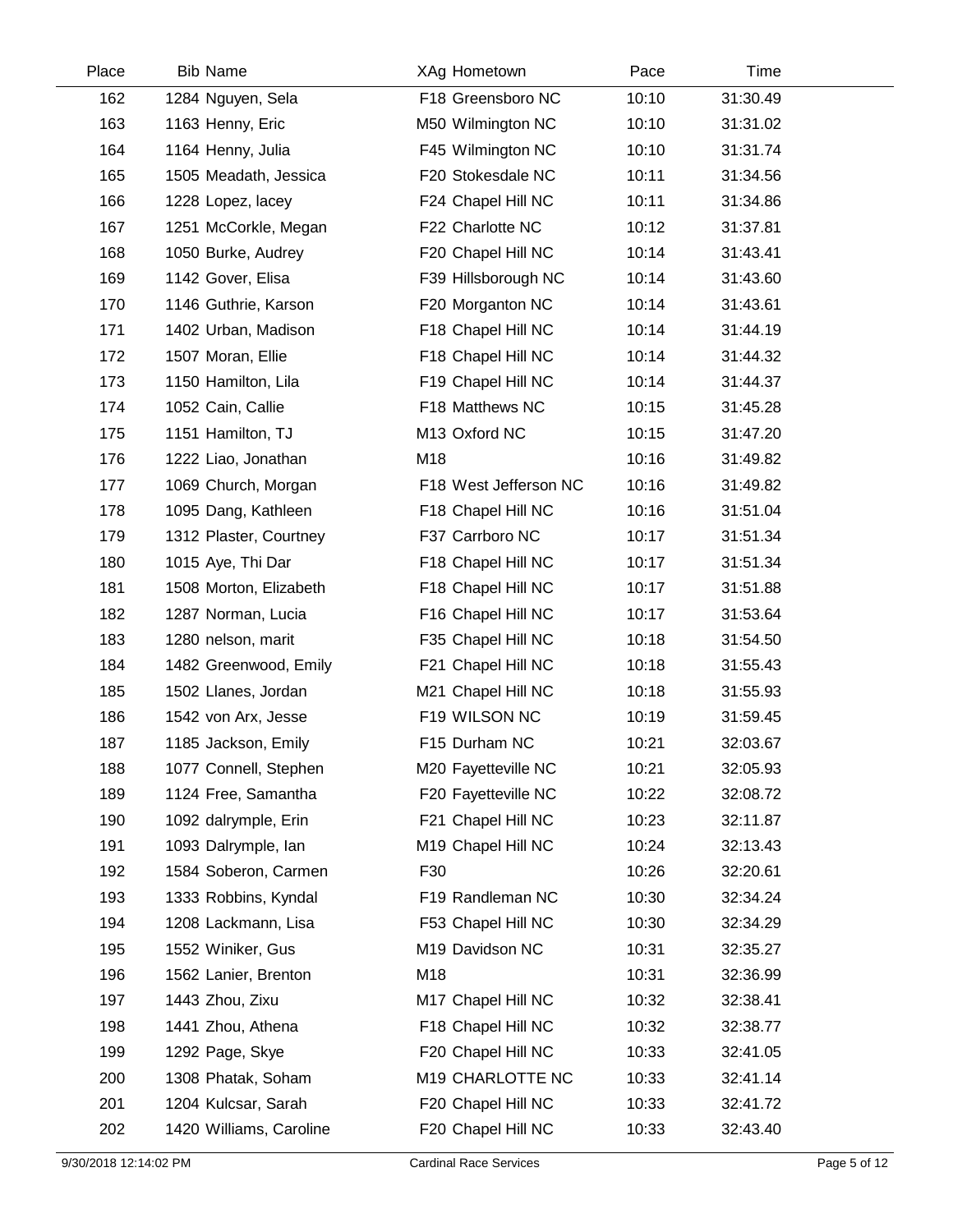| Place | Bib | Name | XAg | Hometown | Pace | Time |
|---|---|---|---|---|---|---|
| 162 | 1284 | Nguyen, Sela | F18 | Greensboro NC | 10:10 | 31:30.49 |
| 163 | 1163 | Henny, Eric | M50 | Wilmington NC | 10:10 | 31:31.02 |
| 164 | 1164 | Henny, Julia | F45 | Wilmington NC | 10:10 | 31:31.74 |
| 165 | 1505 | Meadath, Jessica | F20 | Stokesdale NC | 10:11 | 31:34.56 |
| 166 | 1228 | Lopez, lacey | F24 | Chapel Hill NC | 10:11 | 31:34.86 |
| 167 | 1251 | McCorkle, Megan | F22 | Charlotte NC | 10:12 | 31:37.81 |
| 168 | 1050 | Burke, Audrey | F20 | Chapel Hill NC | 10:14 | 31:43.41 |
| 169 | 1142 | Gover, Elisa | F39 | Hillsborough NC | 10:14 | 31:43.60 |
| 170 | 1146 | Guthrie, Karson | F20 | Morganton NC | 10:14 | 31:43.61 |
| 171 | 1402 | Urban, Madison | F18 | Chapel Hill NC | 10:14 | 31:44.19 |
| 172 | 1507 | Moran, Ellie | F18 | Chapel Hill NC | 10:14 | 31:44.32 |
| 173 | 1150 | Hamilton, Lila | F19 | Chapel Hill NC | 10:14 | 31:44.37 |
| 174 | 1052 | Cain, Callie | F18 | Matthews NC | 10:15 | 31:45.28 |
| 175 | 1151 | Hamilton, TJ | M13 | Oxford NC | 10:15 | 31:47.20 |
| 176 | 1222 | Liao, Jonathan | M18 | | 10:16 | 31:49.82 |
| 177 | 1069 | Church, Morgan | F18 | West Jefferson NC | 10:16 | 31:49.82 |
| 178 | 1095 | Dang, Kathleen | F18 | Chapel Hill NC | 10:16 | 31:51.04 |
| 179 | 1312 | Plaster, Courtney | F37 | Carrboro NC | 10:17 | 31:51.34 |
| 180 | 1015 | Aye, Thi Dar | F18 | Chapel Hill NC | 10:17 | 31:51.34 |
| 181 | 1508 | Morton, Elizabeth | F18 | Chapel Hill NC | 10:17 | 31:51.88 |
| 182 | 1287 | Norman, Lucia | F16 | Chapel Hill NC | 10:17 | 31:53.64 |
| 183 | 1280 | nelson, marit | F35 | Chapel Hill NC | 10:18 | 31:54.50 |
| 184 | 1482 | Greenwood, Emily | F21 | Chapel Hill NC | 10:18 | 31:55.43 |
| 185 | 1502 | Llanes, Jordan | M21 | Chapel Hill NC | 10:18 | 31:55.93 |
| 186 | 1542 | von Arx, Jesse | F19 | WILSON NC | 10:19 | 31:59.45 |
| 187 | 1185 | Jackson, Emily | F15 | Durham NC | 10:21 | 32:03.67 |
| 188 | 1077 | Connell, Stephen | M20 | Fayetteville NC | 10:21 | 32:05.93 |
| 189 | 1124 | Free, Samantha | F20 | Fayetteville NC | 10:22 | 32:08.72 |
| 190 | 1092 | dalrymple, Erin | F21 | Chapel Hill NC | 10:23 | 32:11.87 |
| 191 | 1093 | Dalrymple, Ian | M19 | Chapel Hill NC | 10:24 | 32:13.43 |
| 192 | 1584 | Soberon, Carmen | F30 | | 10:26 | 32:20.61 |
| 193 | 1333 | Robbins, Kyndal | F19 | Randleman NC | 10:30 | 32:34.24 |
| 194 | 1208 | Lackmann, Lisa | F53 | Chapel Hill NC | 10:30 | 32:34.29 |
| 195 | 1552 | Winiker, Gus | M19 | Davidson NC | 10:31 | 32:35.27 |
| 196 | 1562 | Lanier, Brenton | M18 | | 10:31 | 32:36.99 |
| 197 | 1443 | Zhou, Zixu | M17 | Chapel Hill NC | 10:32 | 32:38.41 |
| 198 | 1441 | Zhou, Athena | F18 | Chapel Hill NC | 10:32 | 32:38.77 |
| 199 | 1292 | Page, Skye | F20 | Chapel Hill NC | 10:33 | 32:41.05 |
| 200 | 1308 | Phatak, Soham | M19 | CHARLOTTE NC | 10:33 | 32:41.14 |
| 201 | 1204 | Kulcsar, Sarah | F20 | Chapel Hill NC | 10:33 | 32:41.72 |
| 202 | 1420 | Williams, Caroline | F20 | Chapel Hill NC | 10:33 | 32:43.40 |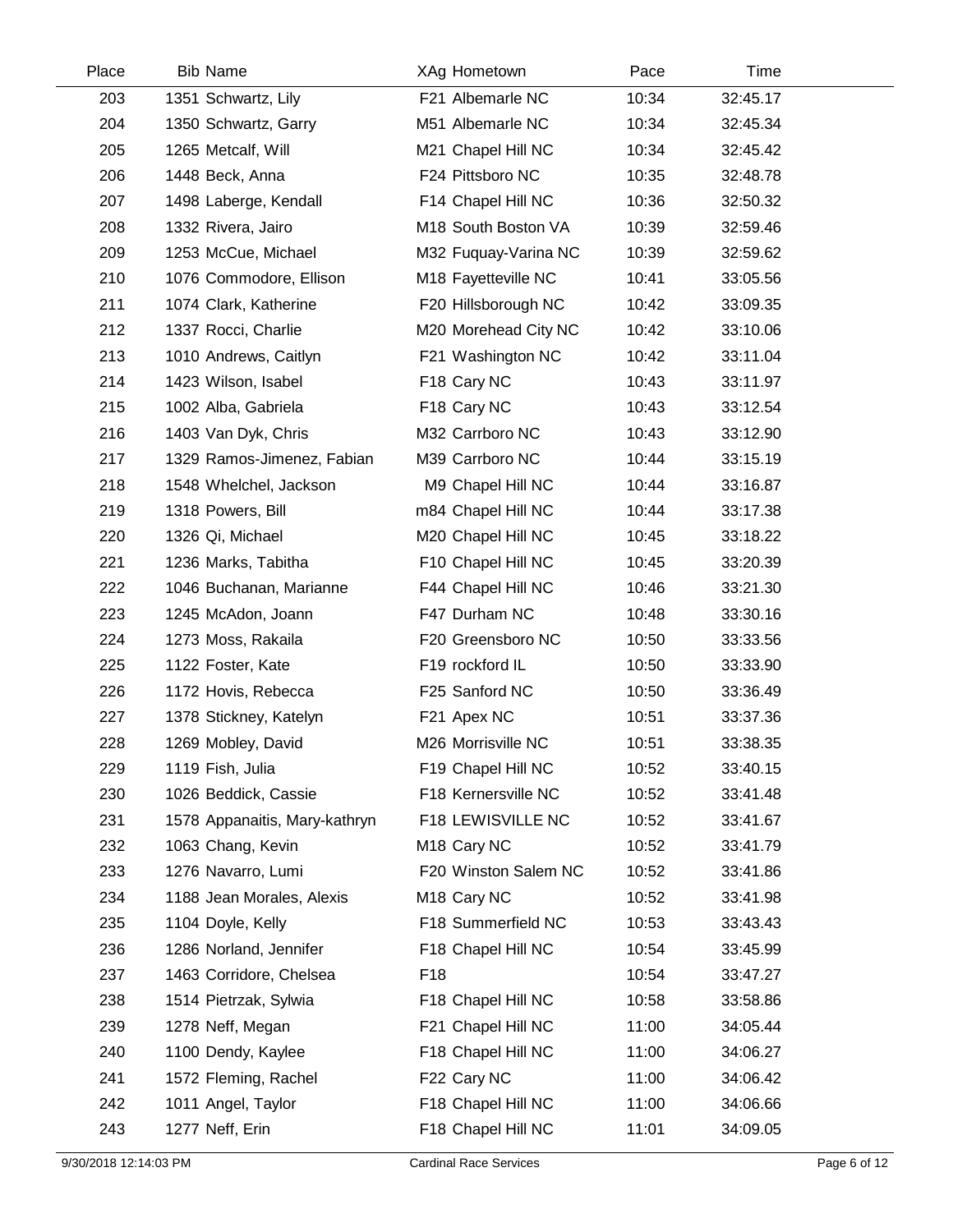| Place | Bib | Name | XAg | Hometown | Pace | Time |
|---|---|---|---|---|---|---|
| 203 | 1351 | Schwartz, Lily | F21 | Albemarle NC | 10:34 | 32:45.17 |
| 204 | 1350 | Schwartz, Garry | M51 | Albemarle NC | 10:34 | 32:45.34 |
| 205 | 1265 | Metcalf, Will | M21 | Chapel Hill NC | 10:34 | 32:45.42 |
| 206 | 1448 | Beck, Anna | F24 | Pittsboro NC | 10:35 | 32:48.78 |
| 207 | 1498 | Laberge, Kendall | F14 | Chapel Hill NC | 10:36 | 32:50.32 |
| 208 | 1332 | Rivera, Jairo | M18 | South Boston VA | 10:39 | 32:59.46 |
| 209 | 1253 | McCue, Michael | M32 | Fuquay-Varina NC | 10:39 | 32:59.62 |
| 210 | 1076 | Commodore, Ellison | M18 | Fayetteville NC | 10:41 | 33:05.56 |
| 211 | 1074 | Clark, Katherine | F20 | Hillsborough NC | 10:42 | 33:09.35 |
| 212 | 1337 | Rocci, Charlie | M20 | Morehead City NC | 10:42 | 33:10.06 |
| 213 | 1010 | Andrews, Caitlyn | F21 | Washington NC | 10:42 | 33:11.04 |
| 214 | 1423 | Wilson, Isabel | F18 | Cary NC | 10:43 | 33:11.97 |
| 215 | 1002 | Alba, Gabriela | F18 | Cary NC | 10:43 | 33:12.54 |
| 216 | 1403 | Van Dyk, Chris | M32 | Carrboro NC | 10:43 | 33:12.90 |
| 217 | 1329 | Ramos-Jimenez, Fabian | M39 | Carrboro NC | 10:44 | 33:15.19 |
| 218 | 1548 | Whelchel, Jackson | M9 | Chapel Hill NC | 10:44 | 33:16.87 |
| 219 | 1318 | Powers, Bill | m84 | Chapel Hill NC | 10:44 | 33:17.38 |
| 220 | 1326 | Qi, Michael | M20 | Chapel Hill NC | 10:45 | 33:18.22 |
| 221 | 1236 | Marks, Tabitha | F10 | Chapel Hill NC | 10:45 | 33:20.39 |
| 222 | 1046 | Buchanan, Marianne | F44 | Chapel Hill NC | 10:46 | 33:21.30 |
| 223 | 1245 | McAdon, Joann | F47 | Durham NC | 10:48 | 33:30.16 |
| 224 | 1273 | Moss, Rakaila | F20 | Greensboro NC | 10:50 | 33:33.56 |
| 225 | 1122 | Foster, Kate | F19 | rockford IL | 10:50 | 33:33.90 |
| 226 | 1172 | Hovis, Rebecca | F25 | Sanford NC | 10:50 | 33:36.49 |
| 227 | 1378 | Stickney, Katelyn | F21 | Apex NC | 10:51 | 33:37.36 |
| 228 | 1269 | Mobley, David | M26 | Morrisville NC | 10:51 | 33:38.35 |
| 229 | 1119 | Fish, Julia | F19 | Chapel Hill NC | 10:52 | 33:40.15 |
| 230 | 1026 | Beddick, Cassie | F18 | Kernersville NC | 10:52 | 33:41.48 |
| 231 | 1578 | Appanaitis, Mary-kathryn | F18 | LEWISVILLE NC | 10:52 | 33:41.67 |
| 232 | 1063 | Chang, Kevin | M18 | Cary NC | 10:52 | 33:41.79 |
| 233 | 1276 | Navarro, Lumi | F20 | Winston Salem NC | 10:52 | 33:41.86 |
| 234 | 1188 | Jean Morales, Alexis | M18 | Cary NC | 10:52 | 33:41.98 |
| 235 | 1104 | Doyle, Kelly | F18 | Summerfield NC | 10:53 | 33:43.43 |
| 236 | 1286 | Norland, Jennifer | F18 | Chapel Hill NC | 10:54 | 33:45.99 |
| 237 | 1463 | Corridore, Chelsea | F18 | | 10:54 | 33:47.27 |
| 238 | 1514 | Pietrzak, Sylwia | F18 | Chapel Hill NC | 10:58 | 33:58.86 |
| 239 | 1278 | Neff, Megan | F21 | Chapel Hill NC | 11:00 | 34:05.44 |
| 240 | 1100 | Dendy, Kaylee | F18 | Chapel Hill NC | 11:00 | 34:06.27 |
| 241 | 1572 | Fleming, Rachel | F22 | Cary NC | 11:00 | 34:06.42 |
| 242 | 1011 | Angel, Taylor | F18 | Chapel Hill NC | 11:00 | 34:06.66 |
| 243 | 1277 | Neff, Erin | F18 | Chapel Hill NC | 11:01 | 34:09.05 |

9/30/2018 12:14:03 PM — Cardinal Race Services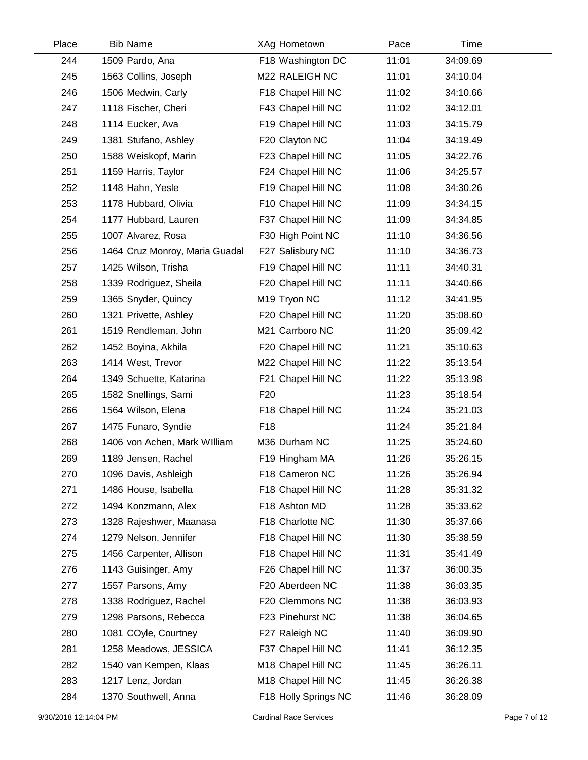| Place | Bib | Name | XAg | Hometown | Pace | Time |
|---|---|---|---|---|---|---|
| 244 | 1509 | Pardo, Ana | F18 | Washington DC | 11:01 | 34:09.69 |
| 245 | 1563 | Collins, Joseph | M22 | RALEIGH NC | 11:01 | 34:10.04 |
| 246 | 1506 | Medwin, Carly | F18 | Chapel Hill NC | 11:02 | 34:10.66 |
| 247 | 1118 | Fischer, Cheri | F43 | Chapel Hill NC | 11:02 | 34:12.01 |
| 248 | 1114 | Eucker, Ava | F19 | Chapel Hill NC | 11:03 | 34:15.79 |
| 249 | 1381 | Stufano, Ashley | F20 | Clayton NC | 11:04 | 34:19.49 |
| 250 | 1588 | Weiskopf, Marin | F23 | Chapel Hill NC | 11:05 | 34:22.76 |
| 251 | 1159 | Harris, Taylor | F24 | Chapel Hill NC | 11:06 | 34:25.57 |
| 252 | 1148 | Hahn, Yesle | F19 | Chapel Hill NC | 11:08 | 34:30.26 |
| 253 | 1178 | Hubbard, Olivia | F10 | Chapel Hill NC | 11:09 | 34:34.15 |
| 254 | 1177 | Hubbard, Lauren | F37 | Chapel Hill NC | 11:09 | 34:34.85 |
| 255 | 1007 | Alvarez, Rosa | F30 | High Point NC | 11:10 | 34:36.56 |
| 256 | 1464 | Cruz Monroy, Maria Guadal | F27 | Salisbury NC | 11:10 | 34:36.73 |
| 257 | 1425 | Wilson, Trisha | F19 | Chapel Hill NC | 11:11 | 34:40.31 |
| 258 | 1339 | Rodriguez, Sheila | F20 | Chapel Hill NC | 11:11 | 34:40.66 |
| 259 | 1365 | Snyder, Quincy | M19 | Tryon NC | 11:12 | 34:41.95 |
| 260 | 1321 | Privette, Ashley | F20 | Chapel Hill NC | 11:20 | 35:08.60 |
| 261 | 1519 | Rendleman, John | M21 | Carrboro NC | 11:20 | 35:09.42 |
| 262 | 1452 | Boyina, Akhila | F20 | Chapel Hill NC | 11:21 | 35:10.63 |
| 263 | 1414 | West, Trevor | M22 | Chapel Hill NC | 11:22 | 35:13.54 |
| 264 | 1349 | Schuette, Katarina | F21 | Chapel Hill NC | 11:22 | 35:13.98 |
| 265 | 1582 | Snellings, Sami | F20 | | 11:23 | 35:18.54 |
| 266 | 1564 | Wilson, Elena | F18 | Chapel Hill NC | 11:24 | 35:21.03 |
| 267 | 1475 | Funaro, Syndie | F18 | | 11:24 | 35:21.84 |
| 268 | 1406 | von Achen, Mark WIlliam | M36 | Durham NC | 11:25 | 35:24.60 |
| 269 | 1189 | Jensen, Rachel | F19 | Hingham MA | 11:26 | 35:26.15 |
| 270 | 1096 | Davis, Ashleigh | F18 | Cameron NC | 11:26 | 35:26.94 |
| 271 | 1486 | House, Isabella | F18 | Chapel Hill NC | 11:28 | 35:31.32 |
| 272 | 1494 | Konzmann, Alex | F18 | Ashton MD | 11:28 | 35:33.62 |
| 273 | 1328 | Rajeshwer, Maanasa | F18 | Charlotte NC | 11:30 | 35:37.66 |
| 274 | 1279 | Nelson, Jennifer | F18 | Chapel Hill NC | 11:30 | 35:38.59 |
| 275 | 1456 | Carpenter, Allison | F18 | Chapel Hill NC | 11:31 | 35:41.49 |
| 276 | 1143 | Guisinger, Amy | F26 | Chapel Hill NC | 11:37 | 36:00.35 |
| 277 | 1557 | Parsons, Amy | F20 | Aberdeen NC | 11:38 | 36:03.35 |
| 278 | 1338 | Rodriguez, Rachel | F20 | Clemmons NC | 11:38 | 36:03.93 |
| 279 | 1298 | Parsons, Rebecca | F23 | Pinehurst NC | 11:38 | 36:04.65 |
| 280 | 1081 | COyle, Courtney | F27 | Raleigh NC | 11:40 | 36:09.90 |
| 281 | 1258 | Meadows, JESSICA | F37 | Chapel Hill NC | 11:41 | 36:12.35 |
| 282 | 1540 | van Kempen, Klaas | M18 | Chapel Hill NC | 11:45 | 36:26.11 |
| 283 | 1217 | Lenz, Jordan | M18 | Chapel Hill NC | 11:45 | 36:26.38 |
| 284 | 1370 | Southwell, Anna | F18 | Holly Springs NC | 11:46 | 36:28.09 |

9/30/2018 12:14:04 PM — Cardinal Race Services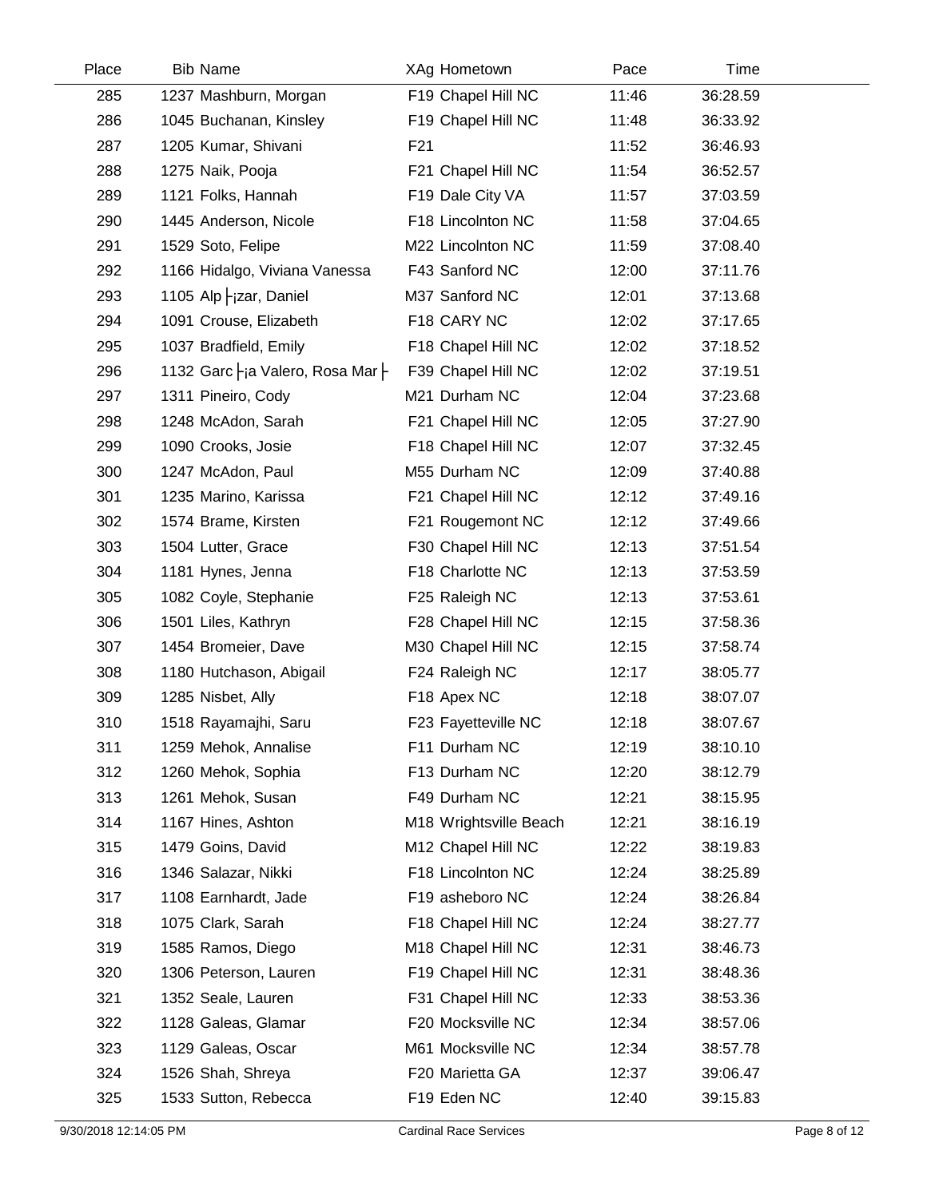| Place | Bib | Name | XAg | Hometown | Pace | Time |
|---|---|---|---|---|---|---|
| 285 | 1237 | Mashburn, Morgan | F19 | Chapel Hill NC | 11:46 | 36:28.59 |
| 286 | 1045 | Buchanan, Kinsley | F19 | Chapel Hill NC | 11:48 | 36:33.92 |
| 287 | 1205 | Kumar, Shivani | F21 | | 11:52 | 36:46.93 |
| 288 | 1275 | Naik, Pooja | F21 | Chapel Hill NC | 11:54 | 36:52.57 |
| 289 | 1121 | Folks, Hannah | F19 | Dale City VA | 11:57 | 37:03.59 |
| 290 | 1445 | Anderson, Nicole | F18 | Lincolnton NC | 11:58 | 37:04.65 |
| 291 | 1529 | Soto, Felipe | M22 | Lincolnton NC | 11:59 | 37:08.40 |
| 292 | 1166 | Hidalgo, Viviana Vanessa | F43 | Sanford NC | 12:00 | 37:11.76 |
| 293 | 1105 | Alp├¡zar, Daniel | M37 | Sanford NC | 12:01 | 37:13.68 |
| 294 | 1091 | Crouse, Elizabeth | F18 | CARY NC | 12:02 | 37:17.65 |
| 295 | 1037 | Bradfield, Emily | F18 | Chapel Hill NC | 12:02 | 37:18.52 |
| 296 | 1132 | Garc├¡a Valero, Rosa Mar├ | F39 | Chapel Hill NC | 12:02 | 37:19.51 |
| 297 | 1311 | Pineiro, Cody | M21 | Durham NC | 12:04 | 37:23.68 |
| 298 | 1248 | McAdon, Sarah | F21 | Chapel Hill NC | 12:05 | 37:27.90 |
| 299 | 1090 | Crooks, Josie | F18 | Chapel Hill NC | 12:07 | 37:32.45 |
| 300 | 1247 | McAdon, Paul | M55 | Durham NC | 12:09 | 37:40.88 |
| 301 | 1235 | Marino, Karissa | F21 | Chapel Hill NC | 12:12 | 37:49.16 |
| 302 | 1574 | Brame, Kirsten | F21 | Rougemont NC | 12:12 | 37:49.66 |
| 303 | 1504 | Lutter, Grace | F30 | Chapel Hill NC | 12:13 | 37:51.54 |
| 304 | 1181 | Hynes, Jenna | F18 | Charlotte NC | 12:13 | 37:53.59 |
| 305 | 1082 | Coyle, Stephanie | F25 | Raleigh NC | 12:13 | 37:53.61 |
| 306 | 1501 | Liles, Kathryn | F28 | Chapel Hill NC | 12:15 | 37:58.36 |
| 307 | 1454 | Bromeier, Dave | M30 | Chapel Hill NC | 12:15 | 37:58.74 |
| 308 | 1180 | Hutchason, Abigail | F24 | Raleigh NC | 12:17 | 38:05.77 |
| 309 | 1285 | Nisbet, Ally | F18 | Apex NC | 12:18 | 38:07.07 |
| 310 | 1518 | Rayamajhi, Saru | F23 | Fayetteville NC | 12:18 | 38:07.67 |
| 311 | 1259 | Mehok, Annalise | F11 | Durham NC | 12:19 | 38:10.10 |
| 312 | 1260 | Mehok, Sophia | F13 | Durham NC | 12:20 | 38:12.79 |
| 313 | 1261 | Mehok, Susan | F49 | Durham NC | 12:21 | 38:15.95 |
| 314 | 1167 | Hines, Ashton | M18 | Wrightsville Beach | 12:21 | 38:16.19 |
| 315 | 1479 | Goins, David | M12 | Chapel Hill NC | 12:22 | 38:19.83 |
| 316 | 1346 | Salazar, Nikki | F18 | Lincolnton NC | 12:24 | 38:25.89 |
| 317 | 1108 | Earnhardt, Jade | F19 | asheboro NC | 12:24 | 38:26.84 |
| 318 | 1075 | Clark, Sarah | F18 | Chapel Hill NC | 12:24 | 38:27.77 |
| 319 | 1585 | Ramos, Diego | M18 | Chapel Hill NC | 12:31 | 38:46.73 |
| 320 | 1306 | Peterson, Lauren | F19 | Chapel Hill NC | 12:31 | 38:48.36 |
| 321 | 1352 | Seale, Lauren | F31 | Chapel Hill NC | 12:33 | 38:53.36 |
| 322 | 1128 | Galeas, Glamar | F20 | Mocksville NC | 12:34 | 38:57.06 |
| 323 | 1129 | Galeas, Oscar | M61 | Mocksville NC | 12:34 | 38:57.78 |
| 324 | 1526 | Shah, Shreya | F20 | Marietta GA | 12:37 | 39:06.47 |
| 325 | 1533 | Sutton, Rebecca | F19 | Eden NC | 12:40 | 39:15.83 |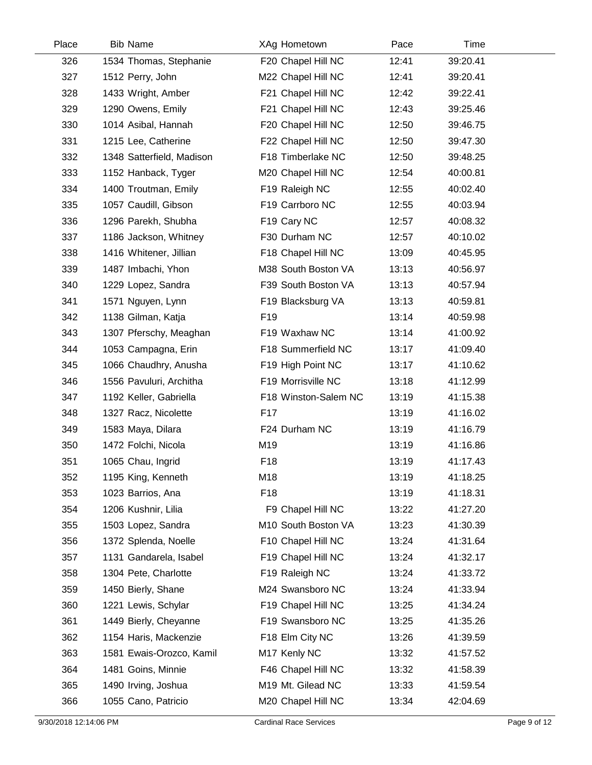| Place | Bib | Name | XAg | Hometown | Pace | Time |
|---|---|---|---|---|---|---|
| 326 | 1534 | Thomas, Stephanie | F20 | Chapel Hill NC | 12:41 | 39:20.41 |
| 327 | 1512 | Perry, John | M22 | Chapel Hill NC | 12:41 | 39:20.41 |
| 328 | 1433 | Wright, Amber | F21 | Chapel Hill NC | 12:42 | 39:22.41 |
| 329 | 1290 | Owens, Emily | F21 | Chapel Hill NC | 12:43 | 39:25.46 |
| 330 | 1014 | Asibal, Hannah | F20 | Chapel Hill NC | 12:50 | 39:46.75 |
| 331 | 1215 | Lee, Catherine | F22 | Chapel Hill NC | 12:50 | 39:47.30 |
| 332 | 1348 | Satterfield, Madison | F18 | Timberlake NC | 12:50 | 39:48.25 |
| 333 | 1152 | Hanback, Tyger | M20 | Chapel Hill NC | 12:54 | 40:00.81 |
| 334 | 1400 | Troutman, Emily | F19 | Raleigh NC | 12:55 | 40:02.40 |
| 335 | 1057 | Caudill, Gibson | F19 | Carrboro NC | 12:55 | 40:03.94 |
| 336 | 1296 | Parekh, Shubha | F19 | Cary NC | 12:57 | 40:08.32 |
| 337 | 1186 | Jackson, Whitney | F30 | Durham NC | 12:57 | 40:10.02 |
| 338 | 1416 | Whitener, Jillian | F18 | Chapel Hill NC | 13:09 | 40:45.95 |
| 339 | 1487 | Imbachi, Yhon | M38 | South Boston VA | 13:13 | 40:56.97 |
| 340 | 1229 | Lopez, Sandra | F39 | South Boston VA | 13:13 | 40:57.94 |
| 341 | 1571 | Nguyen, Lynn | F19 | Blacksburg VA | 13:13 | 40:59.81 |
| 342 | 1138 | Gilman, Katja | F19 | | 13:14 | 40:59.98 |
| 343 | 1307 | Pferschy, Meaghan | F19 | Waxhaw NC | 13:14 | 41:00.92 |
| 344 | 1053 | Campagna, Erin | F18 | Summerfield NC | 13:17 | 41:09.40 |
| 345 | 1066 | Chaudhry, Anusha | F19 | High Point NC | 13:17 | 41:10.62 |
| 346 | 1556 | Pavuluri, Architha | F19 | Morrisville NC | 13:18 | 41:12.99 |
| 347 | 1192 | Keller, Gabriella | F18 | Winston-Salem NC | 13:19 | 41:15.38 |
| 348 | 1327 | Racz, Nicolette | F17 | | 13:19 | 41:16.02 |
| 349 | 1583 | Maya, Dilara | F24 | Durham NC | 13:19 | 41:16.79 |
| 350 | 1472 | Folchi, Nicola | M19 | | 13:19 | 41:16.86 |
| 351 | 1065 | Chau, Ingrid | F18 | | 13:19 | 41:17.43 |
| 352 | 1195 | King, Kenneth | M18 | | 13:19 | 41:18.25 |
| 353 | 1023 | Barrios, Ana | F18 | | 13:19 | 41:18.31 |
| 354 | 1206 | Kushnir, Lilia | F9 | Chapel Hill NC | 13:22 | 41:27.20 |
| 355 | 1503 | Lopez, Sandra | M10 | South Boston VA | 13:23 | 41:30.39 |
| 356 | 1372 | Splenda, Noelle | F10 | Chapel Hill NC | 13:24 | 41:31.64 |
| 357 | 1131 | Gandarela, Isabel | F19 | Chapel Hill NC | 13:24 | 41:32.17 |
| 358 | 1304 | Pete, Charlotte | F19 | Raleigh NC | 13:24 | 41:33.72 |
| 359 | 1450 | Bierly, Shane | M24 | Swansboro NC | 13:24 | 41:33.94 |
| 360 | 1221 | Lewis, Schylar | F19 | Chapel Hill NC | 13:25 | 41:34.24 |
| 361 | 1449 | Bierly, Cheyanne | F19 | Swansboro NC | 13:25 | 41:35.26 |
| 362 | 1154 | Haris, Mackenzie | F18 | Elm City NC | 13:26 | 41:39.59 |
| 363 | 1581 | Ewais-Orozco, Kamil | M17 | Kenly NC | 13:32 | 41:57.52 |
| 364 | 1481 | Goins, Minnie | F46 | Chapel Hill NC | 13:32 | 41:58.39 |
| 365 | 1490 | Irving, Joshua | M19 | Mt. Gilead NC | 13:33 | 41:59.54 |
| 366 | 1055 | Cano, Patricio | M20 | Chapel Hill NC | 13:34 | 42:04.69 |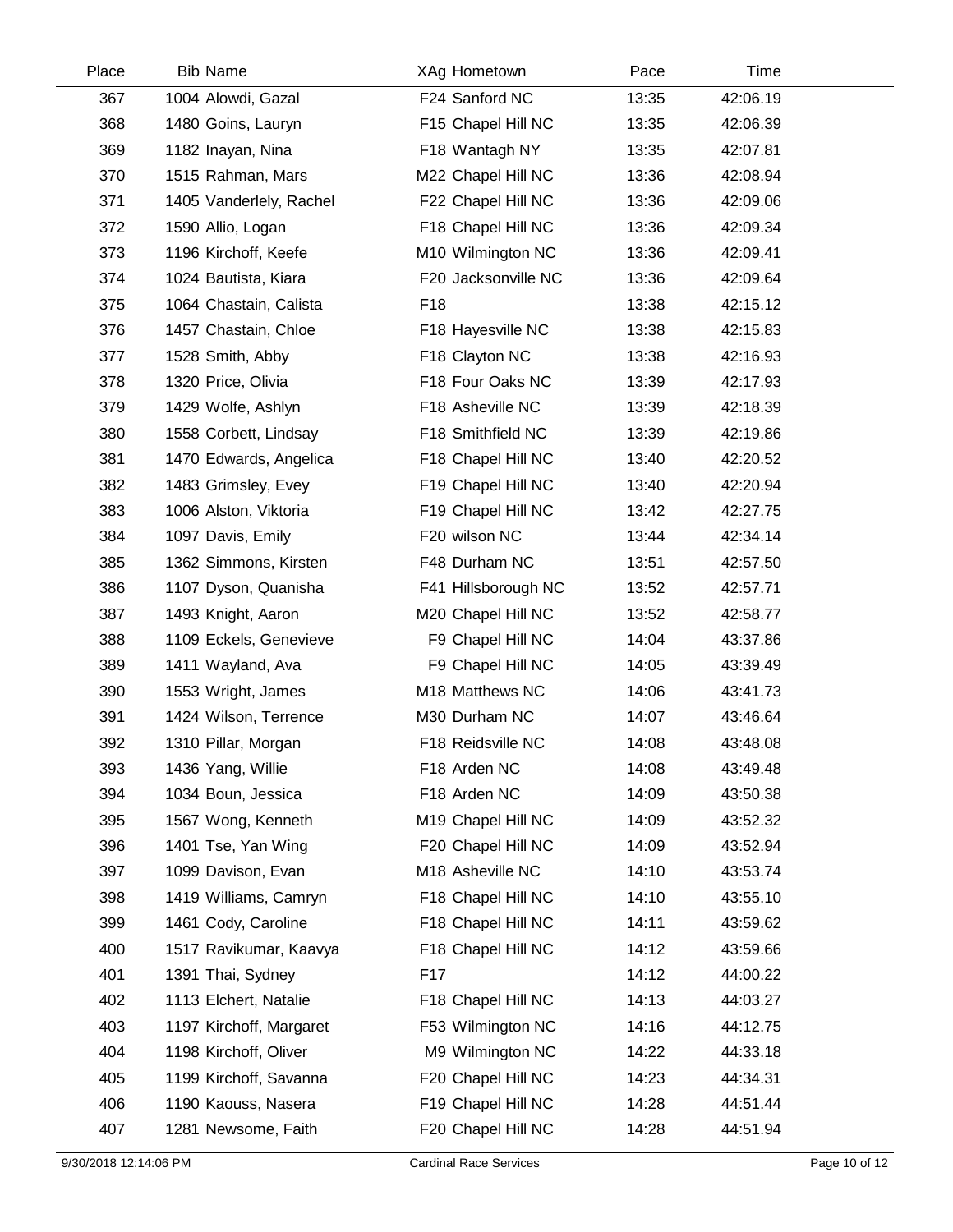| Place | Bib | Name | XAg | Hometown | Pace | Time |
|---|---|---|---|---|---|---|
| 367 | 1004 | Alowdi, Gazal | F24 | Sanford NC | 13:35 | 42:06.19 |
| 368 | 1480 | Goins, Lauryn | F15 | Chapel Hill NC | 13:35 | 42:06.39 |
| 369 | 1182 | Inayan, Nina | F18 | Wantagh NY | 13:35 | 42:07.81 |
| 370 | 1515 | Rahman, Mars | M22 | Chapel Hill NC | 13:36 | 42:08.94 |
| 371 | 1405 | Vanderlely, Rachel | F22 | Chapel Hill NC | 13:36 | 42:09.06 |
| 372 | 1590 | Allio, Logan | F18 | Chapel Hill NC | 13:36 | 42:09.34 |
| 373 | 1196 | Kirchoff, Keefe | M10 | Wilmington NC | 13:36 | 42:09.41 |
| 374 | 1024 | Bautista, Kiara | F20 | Jacksonville NC | 13:36 | 42:09.64 |
| 375 | 1064 | Chastain, Calista | F18 | | 13:38 | 42:15.12 |
| 376 | 1457 | Chastain, Chloe | F18 | Hayesville NC | 13:38 | 42:15.83 |
| 377 | 1528 | Smith, Abby | F18 | Clayton NC | 13:38 | 42:16.93 |
| 378 | 1320 | Price, Olivia | F18 | Four Oaks NC | 13:39 | 42:17.93 |
| 379 | 1429 | Wolfe, Ashlyn | F18 | Asheville NC | 13:39 | 42:18.39 |
| 380 | 1558 | Corbett, Lindsay | F18 | Smithfield NC | 13:39 | 42:19.86 |
| 381 | 1470 | Edwards, Angelica | F18 | Chapel Hill NC | 13:40 | 42:20.52 |
| 382 | 1483 | Grimsley, Evey | F19 | Chapel Hill NC | 13:40 | 42:20.94 |
| 383 | 1006 | Alston, Viktoria | F19 | Chapel Hill NC | 13:42 | 42:27.75 |
| 384 | 1097 | Davis, Emily | F20 | wilson NC | 13:44 | 42:34.14 |
| 385 | 1362 | Simmons, Kirsten | F48 | Durham NC | 13:51 | 42:57.50 |
| 386 | 1107 | Dyson, Quanisha | F41 | Hillsborough NC | 13:52 | 42:57.71 |
| 387 | 1493 | Knight, Aaron | M20 | Chapel Hill NC | 13:52 | 42:58.77 |
| 388 | 1109 | Eckels, Genevieve | F9 | Chapel Hill NC | 14:04 | 43:37.86 |
| 389 | 1411 | Wayland, Ava | F9 | Chapel Hill NC | 14:05 | 43:39.49 |
| 390 | 1553 | Wright, James | M18 | Matthews NC | 14:06 | 43:41.73 |
| 391 | 1424 | Wilson, Terrence | M30 | Durham NC | 14:07 | 43:46.64 |
| 392 | 1310 | Pillar, Morgan | F18 | Reidsville NC | 14:08 | 43:48.08 |
| 393 | 1436 | Yang, Willie | F18 | Arden NC | 14:08 | 43:49.48 |
| 394 | 1034 | Boun, Jessica | F18 | Arden NC | 14:09 | 43:50.38 |
| 395 | 1567 | Wong, Kenneth | M19 | Chapel Hill NC | 14:09 | 43:52.32 |
| 396 | 1401 | Tse, Yan Wing | F20 | Chapel Hill NC | 14:09 | 43:52.94 |
| 397 | 1099 | Davison, Evan | M18 | Asheville NC | 14:10 | 43:53.74 |
| 398 | 1419 | Williams, Camryn | F18 | Chapel Hill NC | 14:10 | 43:55.10 |
| 399 | 1461 | Cody, Caroline | F18 | Chapel Hill NC | 14:11 | 43:59.62 |
| 400 | 1517 | Ravikumar, Kaavya | F18 | Chapel Hill NC | 14:12 | 43:59.66 |
| 401 | 1391 | Thai, Sydney | F17 | | 14:12 | 44:00.22 |
| 402 | 1113 | Elchert, Natalie | F18 | Chapel Hill NC | 14:13 | 44:03.27 |
| 403 | 1197 | Kirchoff, Margaret | F53 | Wilmington NC | 14:16 | 44:12.75 |
| 404 | 1198 | Kirchoff, Oliver | M9 | Wilmington NC | 14:22 | 44:33.18 |
| 405 | 1199 | Kirchoff, Savanna | F20 | Chapel Hill NC | 14:23 | 44:34.31 |
| 406 | 1190 | Kaouss, Nasera | F19 | Chapel Hill NC | 14:28 | 44:51.44 |
| 407 | 1281 | Newsome, Faith | F20 | Chapel Hill NC | 14:28 | 44:51.94 |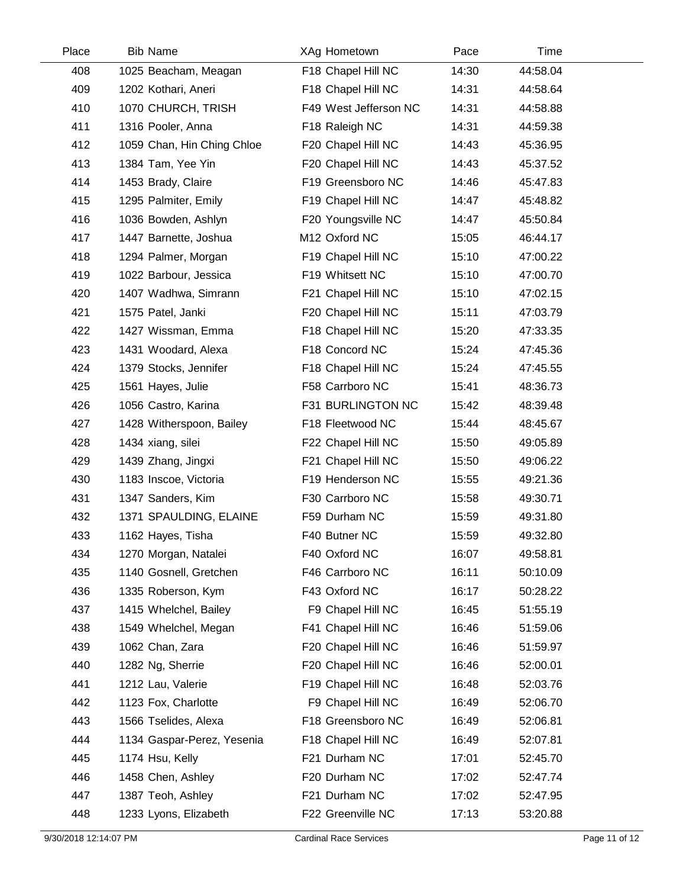| Place | Bib | Name | XAg | Hometown | Pace | Time |
|---|---|---|---|---|---|---|
| 408 | 1025 | Beacham, Meagan | F18 | Chapel Hill NC | 14:30 | 44:58.04 |
| 409 | 1202 | Kothari, Aneri | F18 | Chapel Hill NC | 14:31 | 44:58.64 |
| 410 | 1070 | CHURCH, TRISH | F49 | West Jefferson NC | 14:31 | 44:58.88 |
| 411 | 1316 | Pooler, Anna | F18 | Raleigh NC | 14:31 | 44:59.38 |
| 412 | 1059 | Chan, Hin Ching Chloe | F20 | Chapel Hill NC | 14:43 | 45:36.95 |
| 413 | 1384 | Tam, Yee Yin | F20 | Chapel Hill NC | 14:43 | 45:37.52 |
| 414 | 1453 | Brady, Claire | F19 | Greensboro NC | 14:46 | 45:47.83 |
| 415 | 1295 | Palmiter, Emily | F19 | Chapel Hill NC | 14:47 | 45:48.82 |
| 416 | 1036 | Bowden, Ashlyn | F20 | Youngsville NC | 14:47 | 45:50.84 |
| 417 | 1447 | Barnette, Joshua | M12 | Oxford NC | 15:05 | 46:44.17 |
| 418 | 1294 | Palmer, Morgan | F19 | Chapel Hill NC | 15:10 | 47:00.22 |
| 419 | 1022 | Barbour, Jessica | F19 | Whitsett NC | 15:10 | 47:00.70 |
| 420 | 1407 | Wadhwa, Simrann | F21 | Chapel Hill NC | 15:10 | 47:02.15 |
| 421 | 1575 | Patel, Janki | F20 | Chapel Hill NC | 15:11 | 47:03.79 |
| 422 | 1427 | Wissman, Emma | F18 | Chapel Hill NC | 15:20 | 47:33.35 |
| 423 | 1431 | Woodard, Alexa | F18 | Concord NC | 15:24 | 47:45.36 |
| 424 | 1379 | Stocks, Jennifer | F18 | Chapel Hill NC | 15:24 | 47:45.55 |
| 425 | 1561 | Hayes, Julie | F58 | Carrboro NC | 15:41 | 48:36.73 |
| 426 | 1056 | Castro, Karina | F31 | BURLINGTON NC | 15:42 | 48:39.48 |
| 427 | 1428 | Witherspoon, Bailey | F18 | Fleetwood NC | 15:44 | 48:45.67 |
| 428 | 1434 | xiang, silei | F22 | Chapel Hill NC | 15:50 | 49:05.89 |
| 429 | 1439 | Zhang, Jingxi | F21 | Chapel Hill NC | 15:50 | 49:06.22 |
| 430 | 1183 | Inscoe, Victoria | F19 | Henderson NC | 15:55 | 49:21.36 |
| 431 | 1347 | Sanders, Kim | F30 | Carrboro NC | 15:58 | 49:30.71 |
| 432 | 1371 | SPAULDING, ELAINE | F59 | Durham NC | 15:59 | 49:31.80 |
| 433 | 1162 | Hayes, Tisha | F40 | Butner NC | 15:59 | 49:32.80 |
| 434 | 1270 | Morgan, Natalei | F40 | Oxford NC | 16:07 | 49:58.81 |
| 435 | 1140 | Gosnell, Gretchen | F46 | Carrboro NC | 16:11 | 50:10.09 |
| 436 | 1335 | Roberson, Kym | F43 | Oxford NC | 16:17 | 50:28.22 |
| 437 | 1415 | Whelchel, Bailey | F9 | Chapel Hill NC | 16:45 | 51:55.19 |
| 438 | 1549 | Whelchel, Megan | F41 | Chapel Hill NC | 16:46 | 51:59.06 |
| 439 | 1062 | Chan, Zara | F20 | Chapel Hill NC | 16:46 | 51:59.97 |
| 440 | 1282 | Ng, Sherrie | F20 | Chapel Hill NC | 16:46 | 52:00.01 |
| 441 | 1212 | Lau, Valerie | F19 | Chapel Hill NC | 16:48 | 52:03.76 |
| 442 | 1123 | Fox, Charlotte | F9 | Chapel Hill NC | 16:49 | 52:06.70 |
| 443 | 1566 | Tselides, Alexa | F18 | Greensboro NC | 16:49 | 52:06.81 |
| 444 | 1134 | Gaspar-Perez, Yesenia | F18 | Chapel Hill NC | 16:49 | 52:07.81 |
| 445 | 1174 | Hsu, Kelly | F21 | Durham NC | 17:01 | 52:45.70 |
| 446 | 1458 | Chen, Ashley | F20 | Durham NC | 17:02 | 52:47.74 |
| 447 | 1387 | Teoh, Ashley | F21 | Durham NC | 17:02 | 52:47.95 |
| 448 | 1233 | Lyons, Elizabeth | F22 | Greenville NC | 17:13 | 53:20.88 |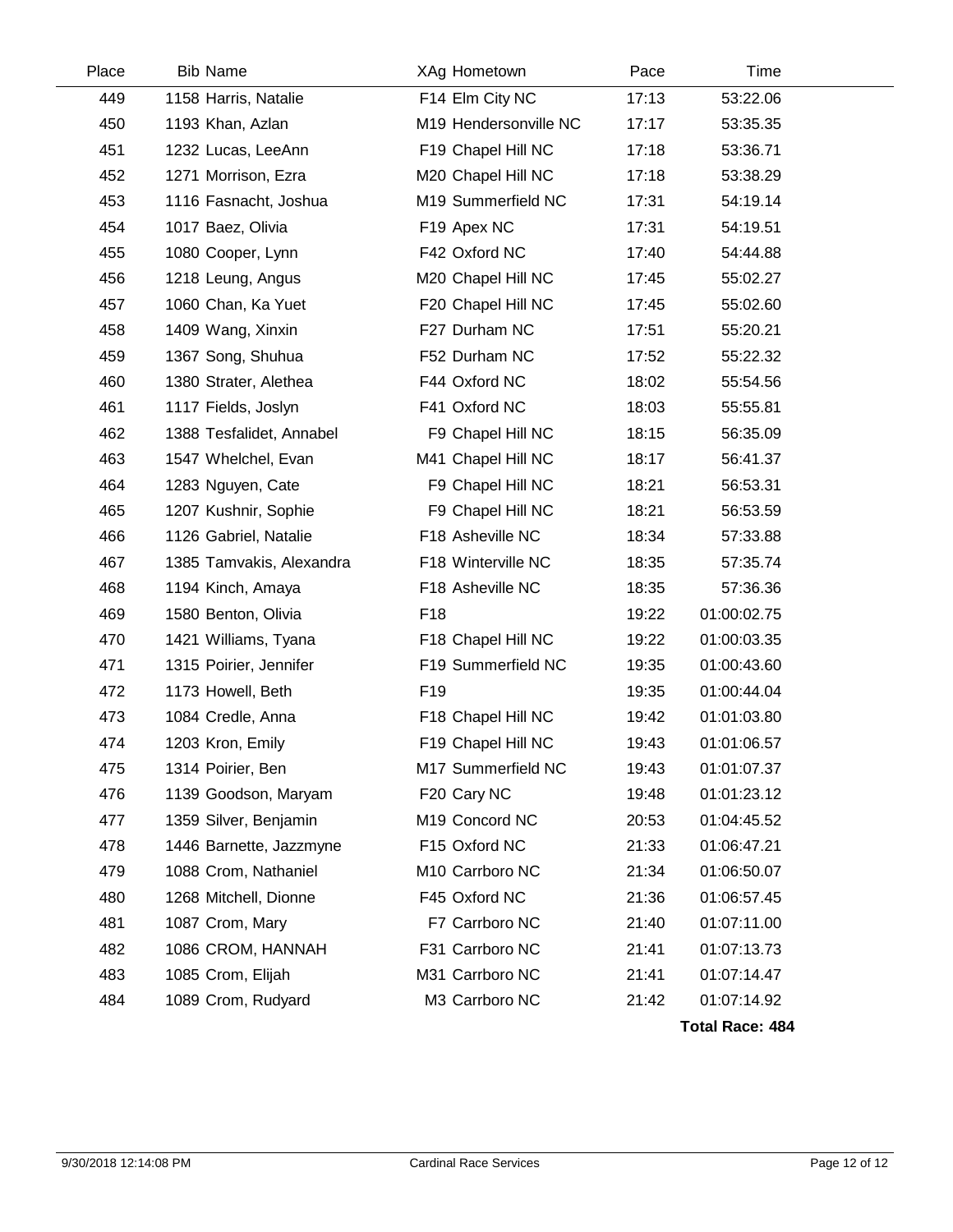| Place | Bib | Name | XAg | Hometown | Pace | Time |
|---|---|---|---|---|---|---|
| 449 | 1158 | Harris, Natalie | F14 | Elm City NC | 17:13 | 53:22.06 |
| 450 | 1193 | Khan, Azlan | M19 | Hendersonville NC | 17:17 | 53:35.35 |
| 451 | 1232 | Lucas, LeeAnn | F19 | Chapel Hill NC | 17:18 | 53:36.71 |
| 452 | 1271 | Morrison, Ezra | M20 | Chapel Hill NC | 17:18 | 53:38.29 |
| 453 | 1116 | Fasnacht, Joshua | M19 | Summerfield NC | 17:31 | 54:19.14 |
| 454 | 1017 | Baez, Olivia | F19 | Apex NC | 17:31 | 54:19.51 |
| 455 | 1080 | Cooper, Lynn | F42 | Oxford NC | 17:40 | 54:44.88 |
| 456 | 1218 | Leung, Angus | M20 | Chapel Hill NC | 17:45 | 55:02.27 |
| 457 | 1060 | Chan, Ka Yuet | F20 | Chapel Hill NC | 17:45 | 55:02.60 |
| 458 | 1409 | Wang, Xinxin | F27 | Durham NC | 17:51 | 55:20.21 |
| 459 | 1367 | Song, Shuhua | F52 | Durham NC | 17:52 | 55:22.32 |
| 460 | 1380 | Strater, Alethea | F44 | Oxford NC | 18:02 | 55:54.56 |
| 461 | 1117 | Fields, Joslyn | F41 | Oxford NC | 18:03 | 55:55.81 |
| 462 | 1388 | Tesfalidet, Annabel | F9 | Chapel Hill NC | 18:15 | 56:35.09 |
| 463 | 1547 | Whelchel, Evan | M41 | Chapel Hill NC | 18:17 | 56:41.37 |
| 464 | 1283 | Nguyen, Cate | F9 | Chapel Hill NC | 18:21 | 56:53.31 |
| 465 | 1207 | Kushnir, Sophie | F9 | Chapel Hill NC | 18:21 | 56:53.59 |
| 466 | 1126 | Gabriel, Natalie | F18 | Asheville NC | 18:34 | 57:33.88 |
| 467 | 1385 | Tamvakis, Alexandra | F18 | Winterville NC | 18:35 | 57:35.74 |
| 468 | 1194 | Kinch, Amaya | F18 | Asheville NC | 18:35 | 57:36.36 |
| 469 | 1580 | Benton, Olivia | F18 | | 19:22 | 01:00:02.75 |
| 470 | 1421 | Williams, Tyana | F18 | Chapel Hill NC | 19:22 | 01:00:03.35 |
| 471 | 1315 | Poirier, Jennifer | F19 | Summerfield NC | 19:35 | 01:00:43.60 |
| 472 | 1173 | Howell, Beth | F19 | | 19:35 | 01:00:44.04 |
| 473 | 1084 | Credle, Anna | F18 | Chapel Hill NC | 19:42 | 01:01:03.80 |
| 474 | 1203 | Kron, Emily | F19 | Chapel Hill NC | 19:43 | 01:01:06.57 |
| 475 | 1314 | Poirier, Ben | M17 | Summerfield NC | 19:43 | 01:01:07.37 |
| 476 | 1139 | Goodson, Maryam | F20 | Cary NC | 19:48 | 01:01:23.12 |
| 477 | 1359 | Silver, Benjamin | M19 | Concord NC | 20:53 | 01:04:45.52 |
| 478 | 1446 | Barnette, Jazzmyne | F15 | Oxford NC | 21:33 | 01:06:47.21 |
| 479 | 1088 | Crom, Nathaniel | M10 | Carrboro NC | 21:34 | 01:06:50.07 |
| 480 | 1268 | Mitchell, Dionne | F45 | Oxford NC | 21:36 | 01:06:57.45 |
| 481 | 1087 | Crom, Mary | F7 | Carrboro NC | 21:40 | 01:07:11.00 |
| 482 | 1086 | CROM, HANNAH | F31 | Carrboro NC | 21:41 | 01:07:13.73 |
| 483 | 1085 | Crom, Elijah | M31 | Carrboro NC | 21:41 | 01:07:14.47 |
| 484 | 1089 | Crom, Rudyard | M3 | Carrboro NC | 21:42 | 01:07:14.92 |

**Total Race: 484**

9/30/2018 12:14:08 PM Cardinal Race Services